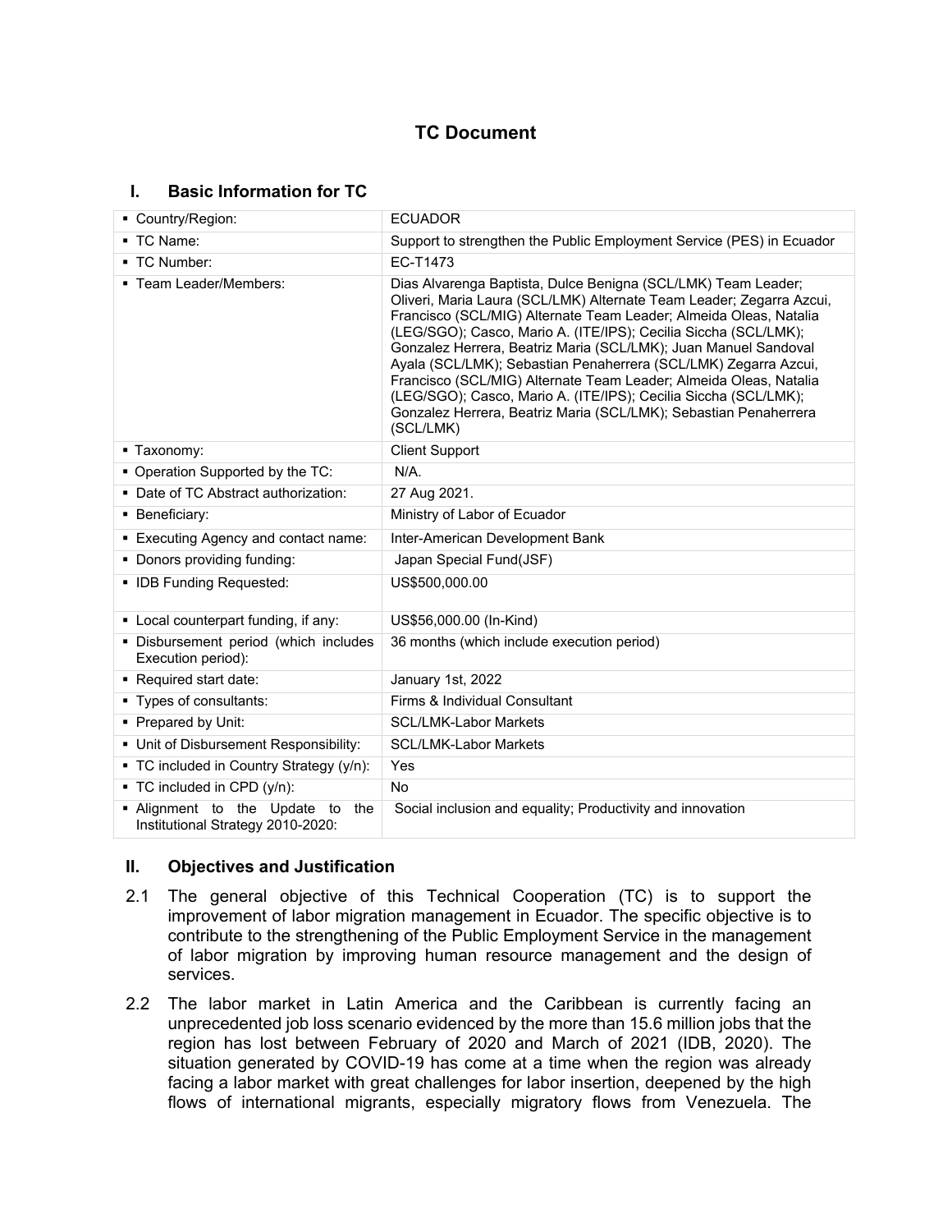# TC Document

## I. Basic Information for TC

| | |
|---|---|
| ▪ Country/Region: | ECUADOR |
| ▪ TC Name: | Support to strengthen the Public Employment Service (PES) in Ecuador |
| ▪ TC Number: | EC-T1473 |
| ▪ Team Leader/Members: | Dias Alvarenga Baptista, Dulce Benigna (SCL/LMK) Team Leader; Oliveri, Maria Laura (SCL/LMK) Alternate Team Leader; Zegarra Azcui, Francisco (SCL/MIG) Alternate Team Leader; Almeida Oleas, Natalia (LEG/SGO); Casco, Mario A. (ITE/IPS); Cecilia Siccha (SCL/LMK); Gonzalez Herrera, Beatriz Maria (SCL/LMK); Juan Manuel Sandoval Ayala (SCL/LMK); Sebastian Penaherrera (SCL/LMK) Zegarra Azcui, Francisco (SCL/MIG) Alternate Team Leader; Almeida Oleas, Natalia (LEG/SGO); Casco, Mario A. (ITE/IPS); Cecilia Siccha (SCL/LMK); Gonzalez Herrera, Beatriz Maria (SCL/LMK); Sebastian Penaherrera (SCL/LMK) |
| ▪ Taxonomy: | Client Support |
| ▪ Operation Supported by the TC: | N/A. |
| ▪ Date of TC Abstract authorization: | 27 Aug 2021. |
| ▪ Beneficiary: | Ministry of Labor of Ecuador |
| ▪ Executing Agency and contact name: | Inter-American Development Bank |
| ▪ Donors providing funding: | Japan Special Fund(JSF) |
| ▪ IDB Funding Requested: | US$500,000.00 |
| ▪ Local counterpart funding, if any: | US$56,000.00 (In-Kind) |
| ▪ Disbursement period (which includes Execution period): | 36 months (which include execution period) |
| ▪ Required start date: | January 1st, 2022 |
| ▪ Types of consultants: | Firms & Individual Consultant |
| ▪ Prepared by Unit: | SCL/LMK-Labor Markets |
| ▪ Unit of Disbursement Responsibility: | SCL/LMK-Labor Markets |
| ▪ TC included in Country Strategy (y/n): | Yes |
| ▪ TC included in CPD (y/n): | No |
| ▪ Alignment to the Update to the Institutional Strategy 2010-2020: | Social inclusion and equality; Productivity and innovation |

## II. Objectives and Justification

2.1 The general objective of this Technical Cooperation (TC) is to support the improvement of labor migration management in Ecuador. The specific objective is to contribute to the strengthening of the Public Employment Service in the management of labor migration by improving human resource management and the design of services.

2.2 The labor market in Latin America and the Caribbean is currently facing an unprecedented job loss scenario evidenced by the more than 15.6 million jobs that the region has lost between February of 2020 and March of 2021 (IDB, 2020). The situation generated by COVID-19 has come at a time when the region was already facing a labor market with great challenges for labor insertion, deepened by the high flows of international migrants, especially migratory flows from Venezuela. The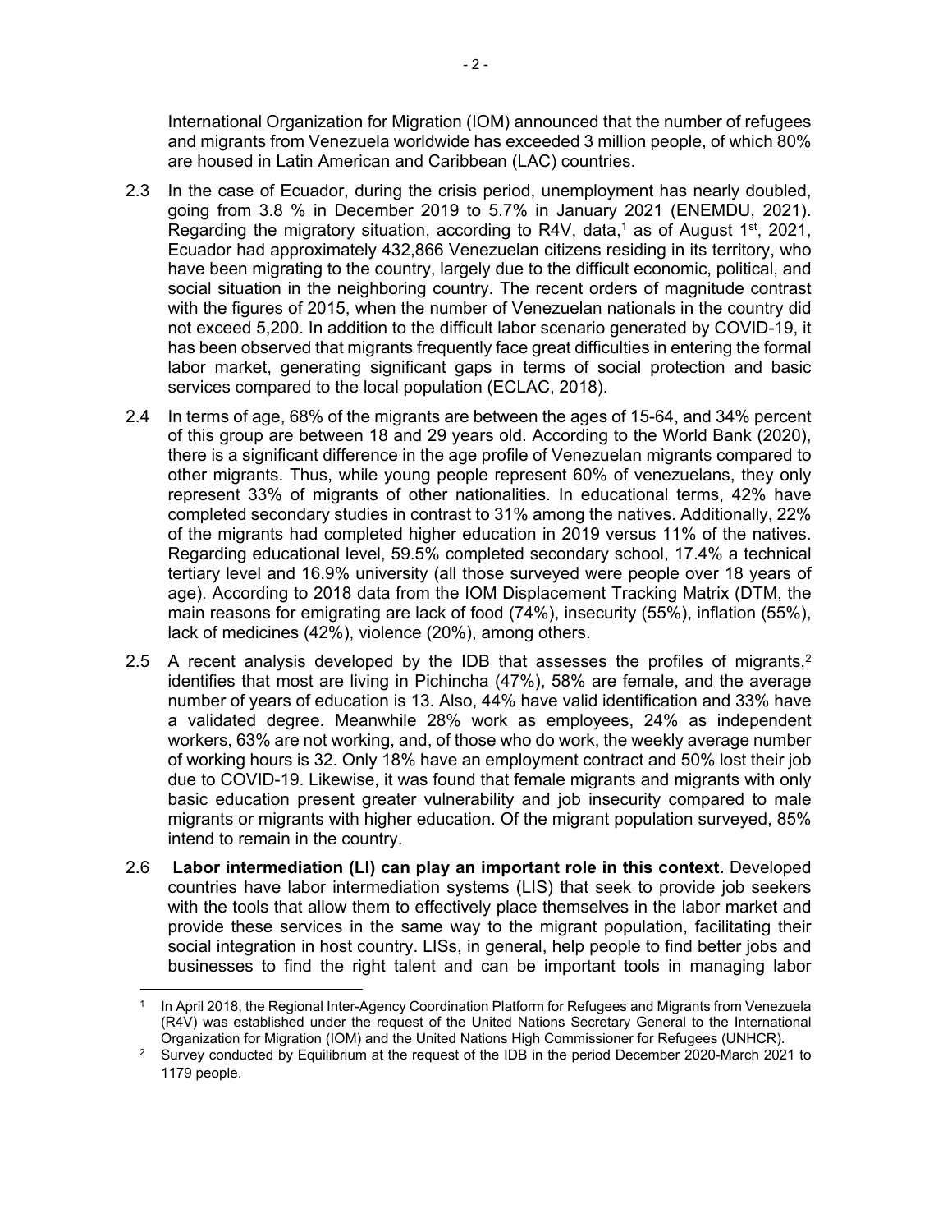International Organization for Migration (IOM) announced that the number of refugees and migrants from Venezuela worldwide has exceeded 3 million people, of which 80% are housed in Latin American and Caribbean (LAC) countries.

2.3 In the case of Ecuador, during the crisis period, unemployment has nearly doubled, going from 3.8 % in December 2019 to 5.7% in January 2021 (ENEMDU, 2021). Regarding the migratory situation, according to R4V, data,[1] as of August 1st, 2021, Ecuador had approximately 432,866 Venezuelan citizens residing in its territory, who have been migrating to the country, largely due to the difficult economic, political, and social situation in the neighboring country. The recent orders of magnitude contrast with the figures of 2015, when the number of Venezuelan nationals in the country did not exceed 5,200. In addition to the difficult labor scenario generated by COVID-19, it has been observed that migrants frequently face great difficulties in entering the formal labor market, generating significant gaps in terms of social protection and basic services compared to the local population (ECLAC, 2018).

2.4 In terms of age, 68% of the migrants are between the ages of 15-64, and 34% percent of this group are between 18 and 29 years old. According to the World Bank (2020), there is a significant difference in the age profile of Venezuelan migrants compared to other migrants. Thus, while young people represent 60% of venezuelans, they only represent 33% of migrants of other nationalities. In educational terms, 42% have completed secondary studies in contrast to 31% among the natives. Additionally, 22% of the migrants had completed higher education in 2019 versus 11% of the natives. Regarding educational level, 59.5% completed secondary school, 17.4% a technical tertiary level and 16.9% university (all those surveyed were people over 18 years of age). According to 2018 data from the IOM Displacement Tracking Matrix (DTM, the main reasons for emigrating are lack of food (74%), insecurity (55%), inflation (55%), lack of medicines (42%), violence (20%), among others.

2.5 A recent analysis developed by the IDB that assesses the profiles of migrants,[2] identifies that most are living in Pichincha (47%), 58% are female, and the average number of years of education is 13. Also, 44% have valid identification and 33% have a validated degree. Meanwhile 28% work as employees, 24% as independent workers, 63% are not working, and, of those who do work, the weekly average number of working hours is 32. Only 18% have an employment contract and 50% lost their job due to COVID-19. Likewise, it was found that female migrants and migrants with only basic education present greater vulnerability and job insecurity compared to male migrants or migrants with higher education. Of the migrant population surveyed, 85% intend to remain in the country.

2.6 **Labor intermediation (LI) can play an important role in this context.** Developed countries have labor intermediation systems (LIS) that seek to provide job seekers with the tools that allow them to effectively place themselves in the labor market and provide these services in the same way to the migrant population, facilitating their social integration in host country. LISs, in general, help people to find better jobs and businesses to find the right talent and can be important tools in managing labor

---

[1] In April 2018, the Regional Inter-Agency Coordination Platform for Refugees and Migrants from Venezuela (R4V) was established under the request of the United Nations Secretary General to the International Organization for Migration (IOM) and the United Nations High Commissioner for Refugees (UNHCR).

[2] Survey conducted by Equilibrium at the request of the IDB in the period December 2020-March 2021 to 1179 people.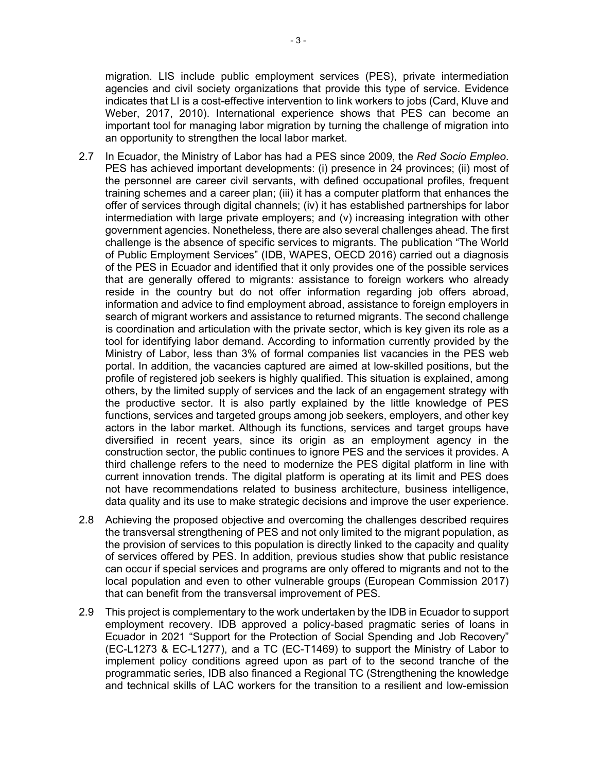migration. LIS include public employment services (PES), private intermediation agencies and civil society organizations that provide this type of service. Evidence indicates that LI is a cost-effective intervention to link workers to jobs (Card, Kluve and Weber, 2017, 2010). International experience shows that PES can become an important tool for managing labor migration by turning the challenge of migration into an opportunity to strengthen the local labor market.

2.7 In Ecuador, the Ministry of Labor has had a PES since 2009, the *Red Socio Empleo*. PES has achieved important developments: (i) presence in 24 provinces; (ii) most of the personnel are career civil servants, with defined occupational profiles, frequent training schemes and a career plan; (iii) it has a computer platform that enhances the offer of services through digital channels; (iv) it has established partnerships for labor intermediation with large private employers; and (v) increasing integration with other government agencies. Nonetheless, there are also several challenges ahead. The first challenge is the absence of specific services to migrants. The publication "The World of Public Employment Services" (IDB, WAPES, OECD 2016) carried out a diagnosis of the PES in Ecuador and identified that it only provides one of the possible services that are generally offered to migrants: assistance to foreign workers who already reside in the country but do not offer information regarding job offers abroad, information and advice to find employment abroad, assistance to foreign employers in search of migrant workers and assistance to returned migrants. The second challenge is coordination and articulation with the private sector, which is key given its role as a tool for identifying labor demand. According to information currently provided by the Ministry of Labor, less than 3% of formal companies list vacancies in the PES web portal. In addition, the vacancies captured are aimed at low-skilled positions, but the profile of registered job seekers is highly qualified. This situation is explained, among others, by the limited supply of services and the lack of an engagement strategy with the productive sector. It is also partly explained by the little knowledge of PES functions, services and targeted groups among job seekers, employers, and other key actors in the labor market. Although its functions, services and target groups have diversified in recent years, since its origin as an employment agency in the construction sector, the public continues to ignore PES and the services it provides. A third challenge refers to the need to modernize the PES digital platform in line with current innovation trends. The digital platform is operating at its limit and PES does not have recommendations related to business architecture, business intelligence, data quality and its use to make strategic decisions and improve the user experience.

2.8 Achieving the proposed objective and overcoming the challenges described requires the transversal strengthening of PES and not only limited to the migrant population, as the provision of services to this population is directly linked to the capacity and quality of services offered by PES. In addition, previous studies show that public resistance can occur if special services and programs are only offered to migrants and not to the local population and even to other vulnerable groups (European Commission 2017) that can benefit from the transversal improvement of PES.

2.9 This project is complementary to the work undertaken by the IDB in Ecuador to support employment recovery. IDB approved a policy-based pragmatic series of loans in Ecuador in 2021 "Support for the Protection of Social Spending and Job Recovery" (EC-L1273 & EC-L1277), and a TC (EC-T1469) to support the Ministry of Labor to implement policy conditions agreed upon as part of to the second tranche of the programmatic series, IDB also financed a Regional TC (Strengthening the knowledge and technical skills of LAC workers for the transition to a resilient and low-emission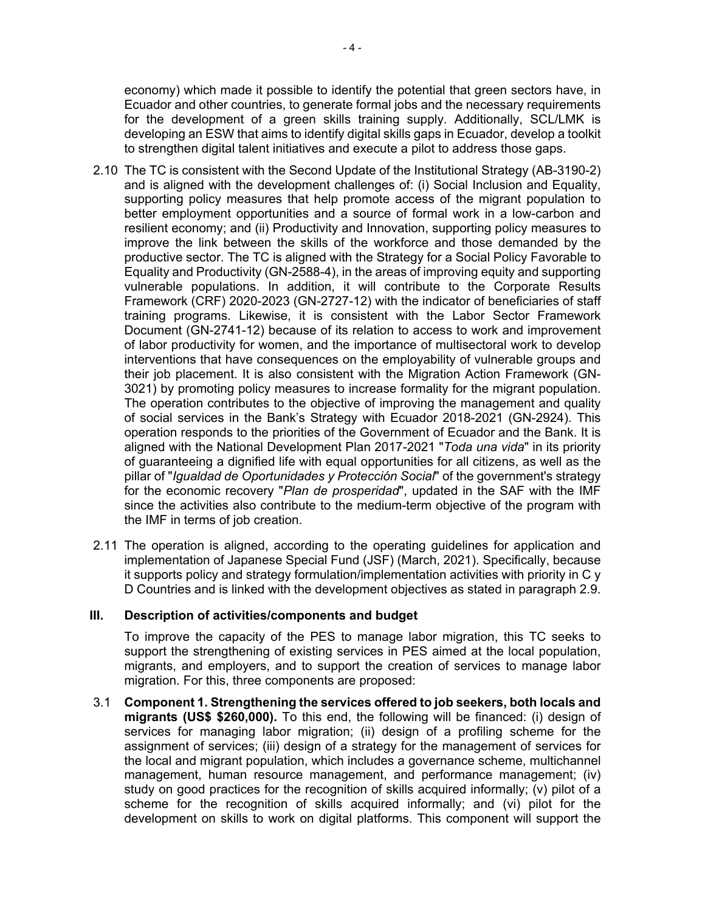economy) which made it possible to identify the potential that green sectors have, in Ecuador and other countries, to generate formal jobs and the necessary requirements for the development of a green skills training supply. Additionally, SCL/LMK is developing an ESW that aims to identify digital skills gaps in Ecuador, develop a toolkit to strengthen digital talent initiatives and execute a pilot to address those gaps.

2.10 The TC is consistent with the Second Update of the Institutional Strategy (AB-3190-2) and is aligned with the development challenges of: (i) Social Inclusion and Equality, supporting policy measures that help promote access of the migrant population to better employment opportunities and a source of formal work in a low-carbon and resilient economy; and (ii) Productivity and Innovation, supporting policy measures to improve the link between the skills of the workforce and those demanded by the productive sector. The TC is aligned with the Strategy for a Social Policy Favorable to Equality and Productivity (GN-2588-4), in the areas of improving equity and supporting vulnerable populations. In addition, it will contribute to the Corporate Results Framework (CRF) 2020-2023 (GN-2727-12) with the indicator of beneficiaries of staff training programs. Likewise, it is consistent with the Labor Sector Framework Document (GN-2741-12) because of its relation to access to work and improvement of labor productivity for women, and the importance of multisectoral work to develop interventions that have consequences on the employability of vulnerable groups and their job placement. It is also consistent with the Migration Action Framework (GN-3021) by promoting policy measures to increase formality for the migrant population. The operation contributes to the objective of improving the management and quality of social services in the Bank's Strategy with Ecuador 2018-2021 (GN-2924). This operation responds to the priorities of the Government of Ecuador and the Bank. It is aligned with the National Development Plan 2017-2021 "*Toda una vida*" in its priority of guaranteeing a dignified life with equal opportunities for all citizens, as well as the pillar of "*Igualdad de Oportunidades y Protección Social*" of the government's strategy for the economic recovery "*Plan de prosperidad*", updated in the SAF with the IMF since the activities also contribute to the medium-term objective of the program with the IMF in terms of job creation.

2.11 The operation is aligned, according to the operating guidelines for application and implementation of Japanese Special Fund (JSF) (March, 2021). Specifically, because it supports policy and strategy formulation/implementation activities with priority in C y D Countries and is linked with the development objectives as stated in paragraph 2.9.

## III. Description of activities/components and budget

To improve the capacity of the PES to manage labor migration, this TC seeks to support the strengthening of existing services in PES aimed at the local population, migrants, and employers, and to support the creation of services to manage labor migration. For this, three components are proposed:

3.1 **Component 1. Strengthening the services offered to job seekers, both locals and migrants (US$ $260,000).** To this end, the following will be financed: (i) design of services for managing labor migration; (ii) design of a profiling scheme for the assignment of services; (iii) design of a strategy for the management of services for the local and migrant population, which includes a governance scheme, multichannel management, human resource management, and performance management; (iv) study on good practices for the recognition of skills acquired informally; (v) pilot of a scheme for the recognition of skills acquired informally; and (vi) pilot for the development on skills to work on digital platforms. This component will support the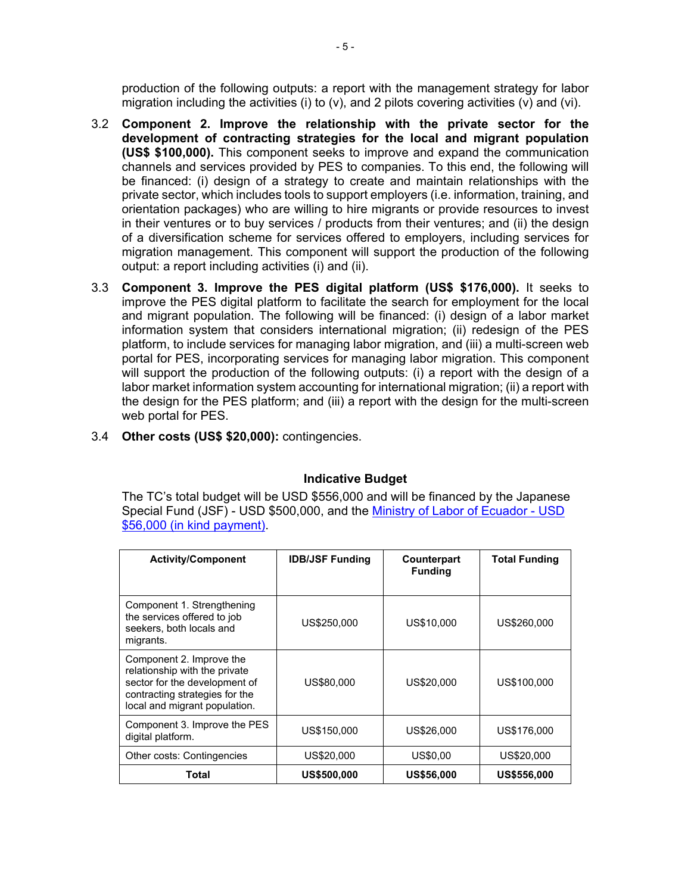production of the following outputs: a report with the management strategy for labor migration including the activities (i) to (v), and 2 pilots covering activities (v) and (vi).

3.2 **Component 2. Improve the relationship with the private sector for the development of contracting strategies for the local and migrant population (US$ $100,000).** This component seeks to improve and expand the communication channels and services provided by PES to companies. To this end, the following will be financed: (i) design of a strategy to create and maintain relationships with the private sector, which includes tools to support employers (i.e. information, training, and orientation packages) who are willing to hire migrants or provide resources to invest in their ventures or to buy services / products from their ventures; and (ii) the design of a diversification scheme for services offered to employers, including services for migration management. This component will support the production of the following output: a report including activities (i) and (ii).

3.3 **Component 3. Improve the PES digital platform (US$ $176,000).** It seeks to improve the PES digital platform to facilitate the search for employment for the local and migrant population. The following will be financed: (i) design of a labor market information system that considers international migration; (ii) redesign of the PES platform, to include services for managing labor migration, and (iii) a multi-screen web portal for PES, incorporating services for managing labor migration. This component will support the production of the following outputs: (i) a report with the design of a labor market information system accounting for international migration; (ii) a report with the design for the PES platform; and (iii) a report with the design for the multi-screen web portal for PES.

3.4 **Other costs (US$ $20,000):** contingencies.

**Indicative Budget**

The TC's total budget will be USD $556,000 and will be financed by the Japanese Special Fund (JSF) - USD $500,000, and the Ministry of Labor of Ecuador - USD $56,000 (in kind payment).

| Activity/Component | IDB/JSF Funding | Counterpart Funding | Total Funding |
|---|---|---|---|
| Component 1. Strengthening the services offered to job seekers, both locals and migrants. | US$250,000 | US$10,000 | US$260,000 |
| Component 2. Improve the relationship with the private sector for the development of contracting strategies for the local and migrant population. | US$80,000 | US$20,000 | US$100,000 |
| Component 3. Improve the PES digital platform. | US$150,000 | US$26,000 | US$176,000 |
| Other costs: Contingencies | US$20,000 | US$0,00 | US$20,000 |
| **Total** | **US$500,000** | **US$56,000** | **US$556,000** |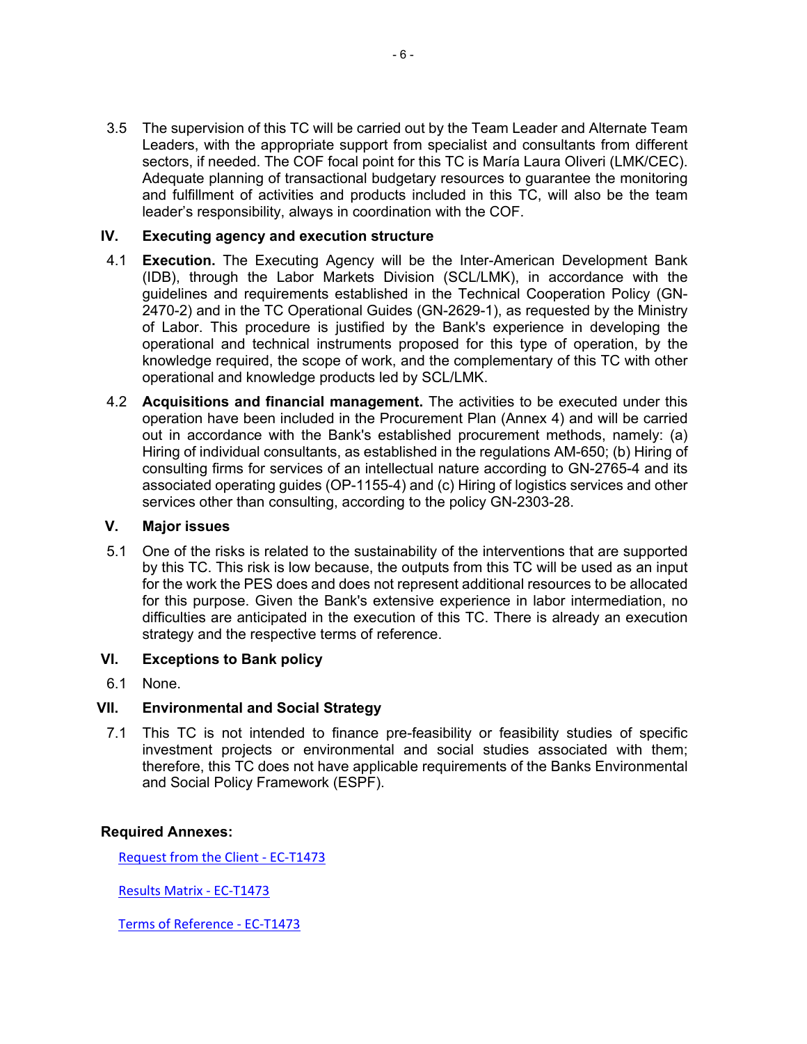3.5 The supervision of this TC will be carried out by the Team Leader and Alternate Team Leaders, with the appropriate support from specialist and consultants from different sectors, if needed. The COF focal point for this TC is María Laura Oliveri (LMK/CEC). Adequate planning of transactional budgetary resources to guarantee the monitoring and fulfillment of activities and products included in this TC, will also be the team leader's responsibility, always in coordination with the COF.

## IV. Executing agency and execution structure

4.1 **Execution.** The Executing Agency will be the Inter-American Development Bank (IDB), through the Labor Markets Division (SCL/LMK), in accordance with the guidelines and requirements established in the Technical Cooperation Policy (GN-2470-2) and in the TC Operational Guides (GN-2629-1), as requested by the Ministry of Labor. This procedure is justified by the Bank's experience in developing the operational and technical instruments proposed for this type of operation, by the knowledge required, the scope of work, and the complementary of this TC with other operational and knowledge products led by SCL/LMK.

4.2 **Acquisitions and financial management.** The activities to be executed under this operation have been included in the Procurement Plan (Annex 4) and will be carried out in accordance with the Bank's established procurement methods, namely: (a) Hiring of individual consultants, as established in the regulations AM-650; (b) Hiring of consulting firms for services of an intellectual nature according to GN-2765-4 and its associated operating guides (OP-1155-4) and (c) Hiring of logistics services and other services other than consulting, according to the policy GN-2303-28.

## V. Major issues

5.1 One of the risks is related to the sustainability of the interventions that are supported by this TC. This risk is low because, the outputs from this TC will be used as an input for the work the PES does and does not represent additional resources to be allocated for this purpose. Given the Bank's extensive experience in labor intermediation, no difficulties are anticipated in the execution of this TC. There is already an execution strategy and the respective terms of reference.

## VI. Exceptions to Bank policy

6.1 None.

## VII. Environmental and Social Strategy

7.1 This TC is not intended to finance pre-feasibility or feasibility studies of specific investment projects or environmental and social studies associated with them; therefore, this TC does not have applicable requirements of the Banks Environmental and Social Policy Framework (ESPF).

**Required Annexes:**

Request from the Client - EC-T1473

Results Matrix - EC-T1473

Terms of Reference - EC-T1473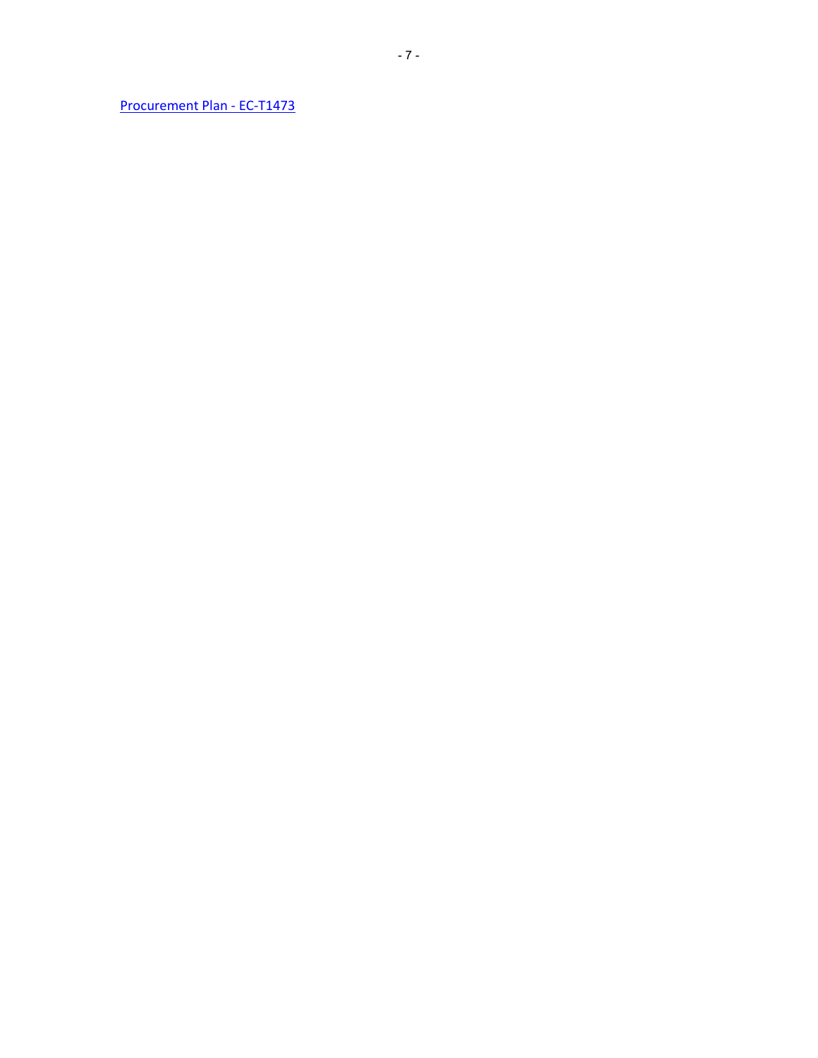[Procurement Plan - EC-T1473]